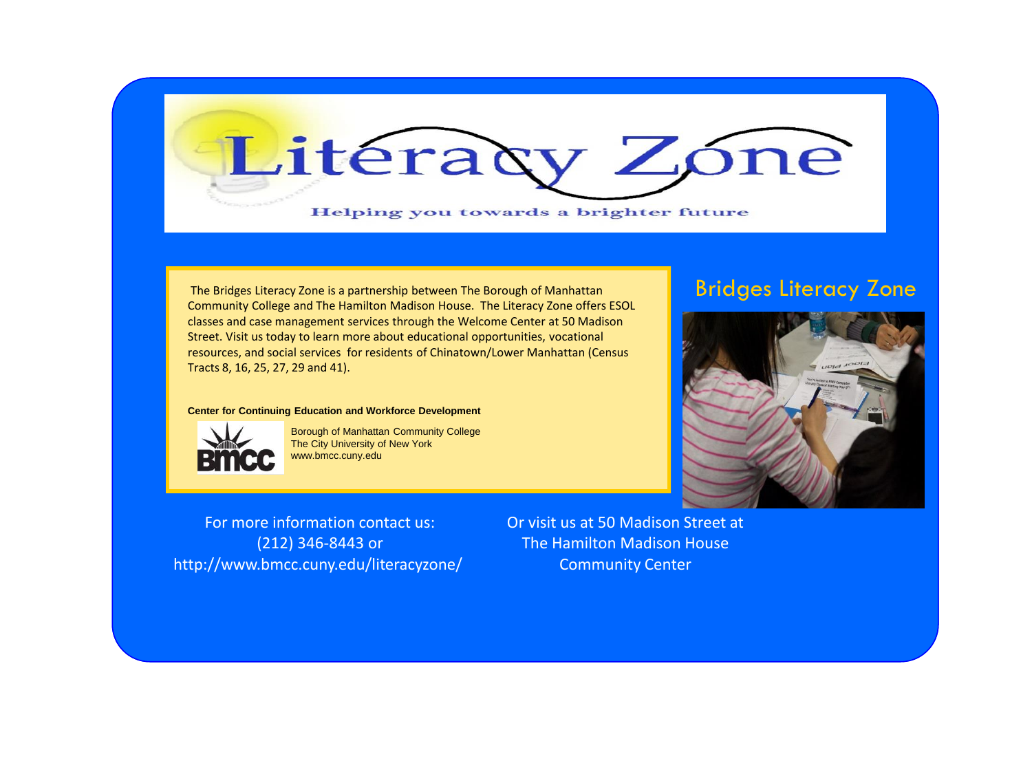# Literacy Zone

Helping you towards a brighter future

## Bridges Literacy Zone

The Bridges Literacy Zone is a partnership between The Borough of Manhattan Community College and The Hamilton Madison House. The Literacy Zone offers ESOL classes and case management services through the Welcome Center at 50 Madison Street. Visit us today to learn more about educational opportunities, vocational resources, and social services for residents of Chinatown/Lower Manhattan (Census Tracts 8, 16, 25, 27, 29 and 41).

**Center for Continuing Education and Workforce Development**

BMCC

Borough of Manhattan Community College
The City University of New York
www.bmcc.cuny.edu

For more information contact us:
(212) 346-8443 or
http://www.bmcc.cuny.edu/literacyzone/

Or visit us at 50 Madison Street at
The Hamilton Madison House
Community Center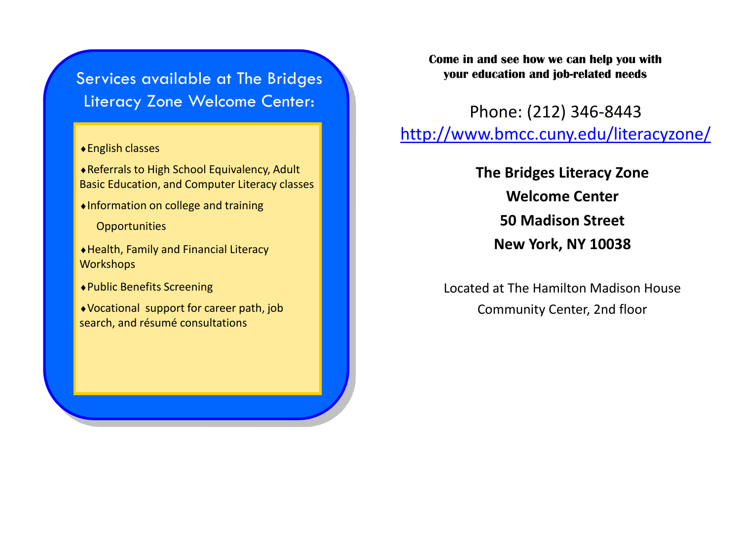## Services available at The Bridges Literacy Zone Welcome Center:

- English classes
- Referrals to High School Equivalency, Adult Basic Education, and Computer Literacy classes
- Information on college and training Opportunities
- Health, Family and Financial Literacy Workshops
- Public Benefits Screening
- Vocational support for career path, job search, and résumé consultations

**Come in and see how we can help you with your education and job-related needs**

Phone: (212) 346-8443

http://www.bmcc.cuny.edu/literacyzone/

**The Bridges Literacy Zone**
**Welcome Center**
**50 Madison Street**
**New York, NY 10038**

Located at The Hamilton Madison House Community Center, 2nd floor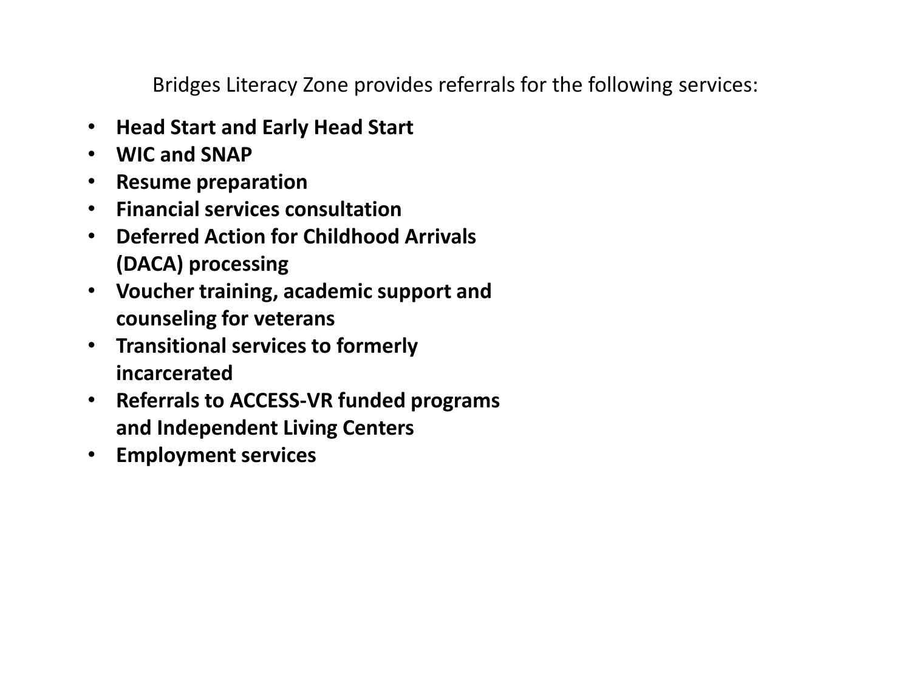Bridges Literacy Zone provides referrals for the following services:

- **Head Start and Early Head Start**
- **WIC and SNAP**
- **Resume preparation**
- **Financial services consultation**
- **Deferred Action for Childhood Arrivals (DACA) processing**
- **Voucher training, academic support and counseling for veterans**
- **Transitional services to formerly incarcerated**
- **Referrals to ACCESS-VR funded programs and Independent Living Centers**
- **Employment services**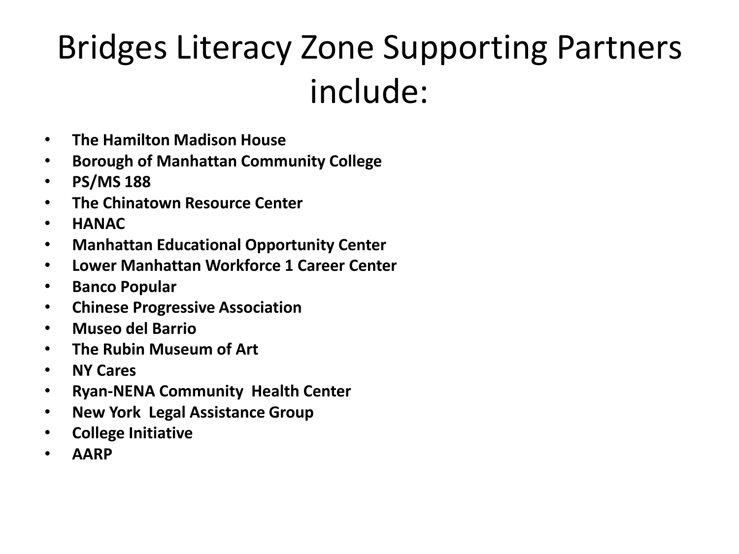# Bridges Literacy Zone Supporting Partners include:

- **The Hamilton Madison House**
- **Borough of Manhattan Community College**
- **PS/MS 188**
- **The Chinatown Resource Center**
- **HANAC**
- **Manhattan Educational Opportunity Center**
- **Lower Manhattan Workforce 1 Career Center**
- **Banco Popular**
- **Chinese Progressive Association**
- **Museo del Barrio**
- **The Rubin Museum of Art**
- **NY Cares**
- **Ryan-NENA Community Health Center**
- **New York Legal Assistance Group**
- **College Initiative**
- **AARP**